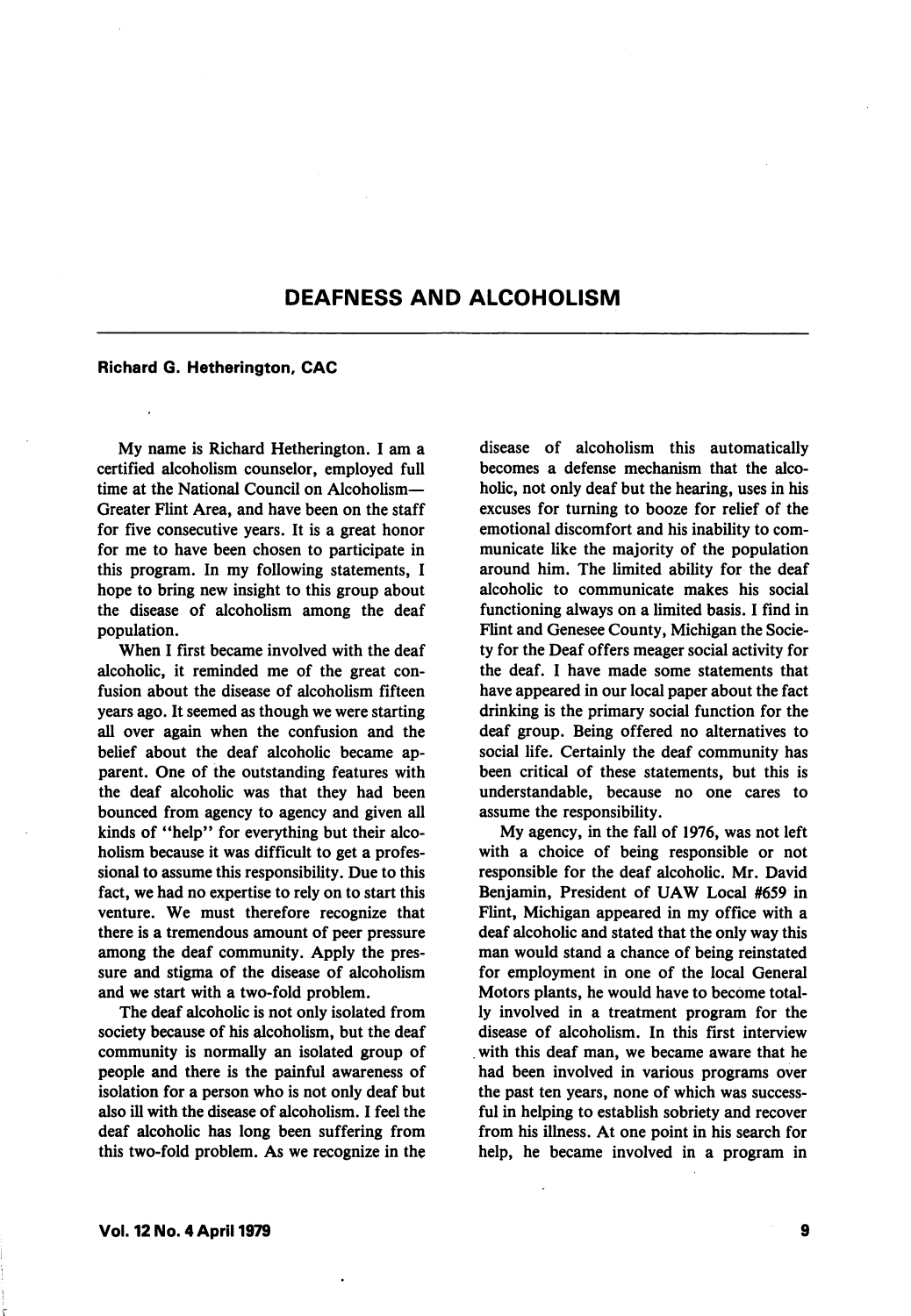# DEAFNESS AND ALCOHOLISM

**Richard G. Hetherington, CAC**

My name is Richard Hetherington. I am a certified alcoholism counselor, employed full time at the National Council on Alcoholism—Greater Flint Area, and have been on the staff for five consecutive years. It is a great honor for me to have been chosen to participate in this program. In my following statements, I hope to bring new insight to this group about the disease of alcoholism among the deaf population.

When I first became involved with the deaf alcoholic, it reminded me of the great confusion about the disease of alcoholism fifteen years ago. It seemed as though we were starting all over again when the confusion and the belief about the deaf alcoholic became apparent. One of the outstanding features with the deaf alcoholic was that they had been bounced from agency to agency and given all kinds of "help" for everything but their alcoholism because it was difficult to get a professional to assume this responsibility. Due to this fact, we had no expertise to rely on to start this venture. We must therefore recognize that there is a tremendous amount of peer pressure among the deaf community. Apply the pressure and stigma of the disease of alcoholism and we start with a two-fold problem.

The deaf alcoholic is not only isolated from society because of his alcoholism, but the deaf community is normally an isolated group of people and there is the painful awareness of isolation for a person who is not only deaf but also ill with the disease of alcoholism. I feel the deaf alcoholic has long been suffering from this two-fold problem. As we recognize in the disease of alcoholism this automatically becomes a defense mechanism that the alcoholic, not only deaf but the hearing, uses in his excuses for turning to booze for relief of the emotional discomfort and his inability to communicate like the majority of the population around him. The limited ability for the deaf alcoholic to communicate makes his social functioning always on a limited basis. I find in Flint and Genesee County, Michigan the Society for the Deaf offers meager social activity for the deaf. I have made some statements that have appeared in our local paper about the fact drinking is the primary social function for the deaf group. Being offered no alternatives to social life. Certainly the deaf community has been critical of these statements, but this is understandable, because no one cares to assume the responsibility.

My agency, in the fall of 1976, was not left with a choice of being responsible or not responsible for the deaf alcoholic. Mr. David Benjamin, President of UAW Local #659 in Flint, Michigan appeared in my office with a deaf alcoholic and stated that the only way this man would stand a chance of being reinstated for employment in one of the local General Motors plants, he would have to become totally involved in a treatment program for the disease of alcoholism. In this first interview with this deaf man, we became aware that he had been involved in various programs over the past ten years, none of which was successful in helping to establish sobriety and recover from his illness. At one point in his search for help, he became involved in a program in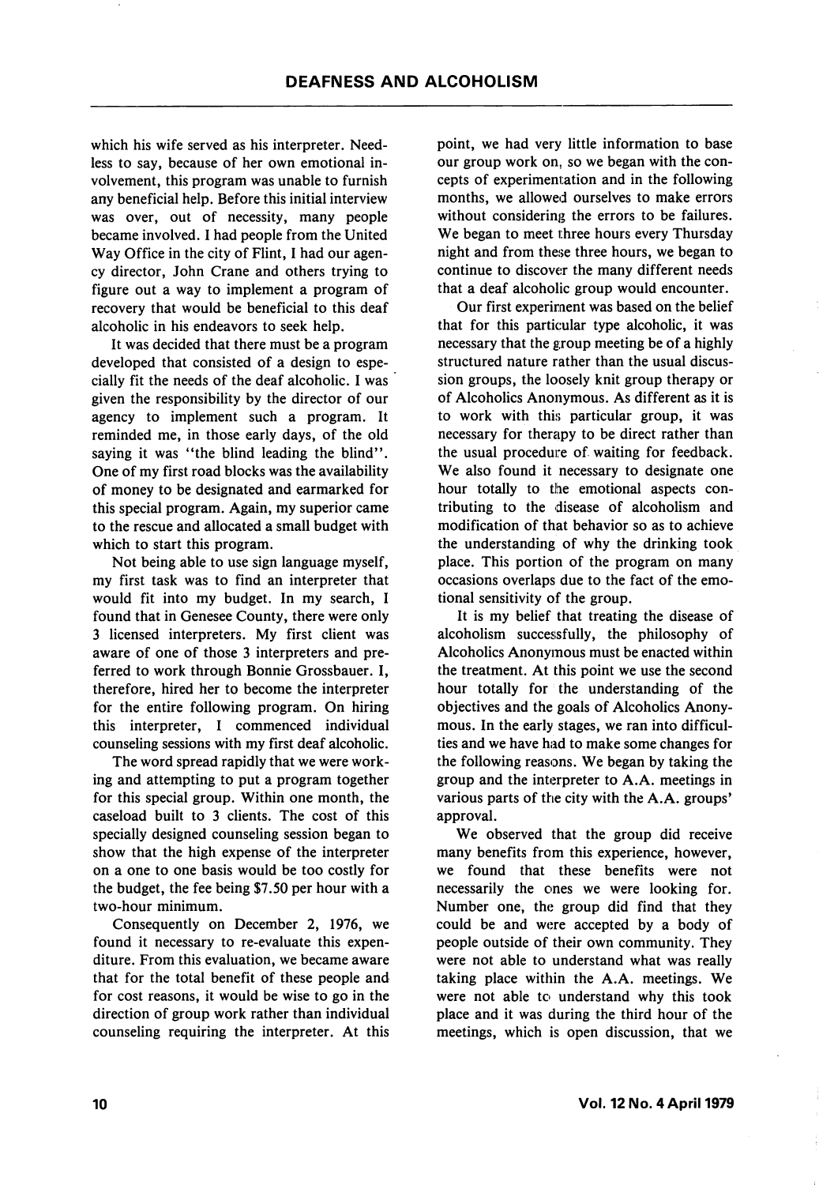which his wife served as his interpreter. Needless to say, because of her own emotional involvement, this program was unable to furnish any beneficial help. Before this initial interview was over, out of necessity, many people became involved. I had people from the United Way Office in the city of Flint, I had our agency director, John Crane and others trying to figure out a way to implement a program of recovery that would be beneficial to this deaf alcoholic in his endeavors to seek help.

It was decided that there must be a program developed that consisted of a design to especially fit the needs of the deaf alcoholic. I was given the responsibility by the director of our agency to implement such a program. It reminded me, in those early days, of the old saying it was "the blind leading the blind". One of my first road blocks was the availability of money to be designated and earmarked for this special program. Again, my superior came to the rescue and allocated a small budget with which to start this program.

Not being able to use sign language myself, my first task was to find an interpreter that would fit into my budget. In my search, I found that in Genesee County, there were only 3 licensed interpreters. My first client was aware of one of those 3 interpreters and preferred to work through Bonnie Grossbauer. I, therefore, hired her to become the interpreter for the entire following program. On hiring this interpreter, I commenced individual counseling sessions with my first deaf alcoholic.

The word spread rapidly that we were working and attempting to put a program together for this special group. Within one month, the caseload built to 3 clients. The cost of this specially designed counseling session began to show that the high expense of the interpreter on a one to one basis would be too costly for the budget, the fee being $7.50 per hour with a two-hour minimum.

Consequently on December 2, 1976, we found it necessary to re-evaluate this expenditure. From this evaluation, we became aware that for the total benefit of these people and for cost reasons, it would be wise to go in the direction of group work rather than individual counseling requiring the interpreter. At this point, we had very little information to base our group work on, so we began with the concepts of experimentation and in the following months, we allowed ourselves to make errors without considering the errors to be failures. We began to meet three hours every Thursday night and from these three hours, we began to continue to discover the many different needs that a deaf alcoholic group would encounter.

Our first experiment was based on the belief that for this particular type alcoholic, it was necessary that the group meeting be of a highly structured nature rather than the usual discussion groups, the loosely knit group therapy or of Alcoholics Anonymous. As different as it is to work with this particular group, it was necessary for therapy to be direct rather than the usual procedure of waiting for feedback. We also found it necessary to designate one hour totally to the emotional aspects contributing to the disease of alcoholism and modification of that behavior so as to achieve the understanding of why the drinking took place. This portion of the program on many occasions overlaps due to the fact of the emotional sensitivity of the group.

It is my belief that treating the disease of alcoholism successfully, the philosophy of Alcoholics Anonymous must be enacted within the treatment. At this point we use the second hour totally for the understanding of the objectives and the goals of Alcoholics Anonymous. In the early stages, we ran into difficulties and we have had to make some changes for the following reasons. We began by taking the group and the interpreter to A.A. meetings in various parts of the city with the A.A. groups' approval.

We observed that the group did receive many benefits from this experience, however, we found that these benefits were not necessarily the ones we were looking for. Number one, the group did find that they could be and were accepted by a body of people outside of their own community. They were not able to understand what was really taking place within the A.A. meetings. We were not able to understand why this took place and it was during the third hour of the meetings, which is open discussion, that we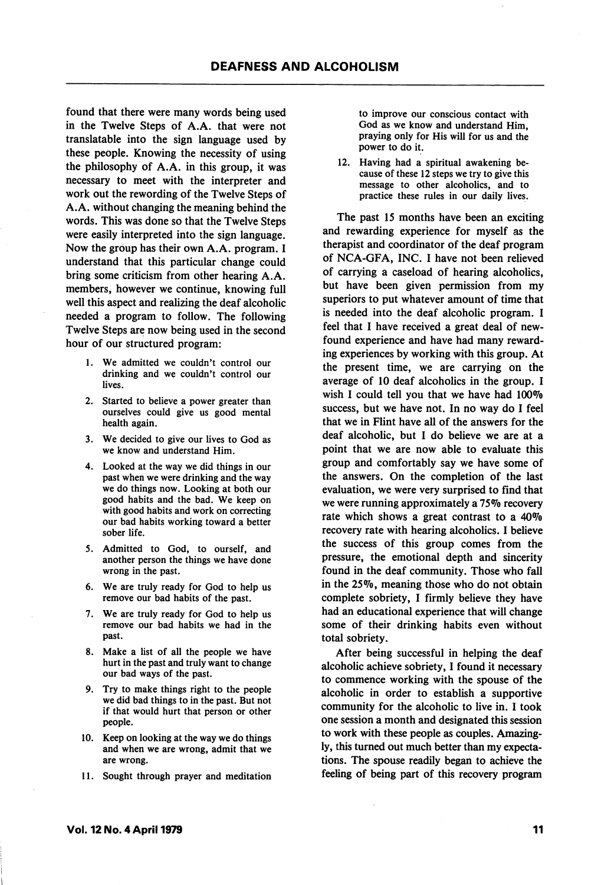found that there were many words being used in the Twelve Steps of A.A. that were not translatable into the sign language used by these people. Knowing the necessity of using the philosophy of A.A. in this group, it was necessary to meet with the interpreter and work out the rewording of the Twelve Steps of A.A. without changing the meaning behind the words. This was done so that the Twelve Steps were easily interpreted into the sign language. Now the group has their own A.A. program. I understand that this particular change could bring some criticism from other hearing A.A. members, however we continue, knowing full well this aspect and realizing the deaf alcoholic needed a program to follow. The following Twelve Steps are now being used in the second hour of our structured program:

1. We admitted we couldn't control our drinking and we couldn't control our lives.
2. Started to believe a power greater than ourselves could give us good mental health again.
3. We decided to give our lives to God as we know and understand Him.
4. Looked at the way we did things in our past when we were drinking and the way we do things now. Looking at both our good habits and the bad. We keep on with good habits and work on correcting our bad habits working toward a better sober life.
5. Admitted to God, to ourself, and another person the things we have done wrong in the past.
6. We are truly ready for God to help us remove our bad habits of the past.
7. We are truly ready for God to help us remove our bad habits we had in the past.
8. Make a list of all the people we have hurt in the past and truly want to change our bad ways of the past.
9. Try to make things right to the people we did bad things to in the past. But not if that would hurt that person or other people.
10. Keep on looking at the way we do things and when we are wrong, admit that we are wrong.
11. Sought through prayer and meditation to improve our conscious contact with God as we know and understand Him, praying only for His will for us and the power to do it.
12. Having had a spiritual awakening because of these 12 steps we try to give this message to other alcoholics, and to practice these rules in our daily lives.

The past 15 months have been an exciting and rewarding experience for myself as the therapist and coordinator of the deaf program of NCA-GFA, INC. I have not been relieved of carrying a caseload of hearing alcoholics, but have been given permission from my superiors to put whatever amount of time that is needed into the deaf alcoholic program. I feel that I have received a great deal of new-found experience and have had many rewarding experiences by working with this group. At the present time, we are carrying on the average of 10 deaf alcoholics in the group. I wish I could tell you that we have had 100% success, but we have not. In no way do I feel that we in Flint have all of the answers for the deaf alcoholic, but I do believe we are at a point that we are now able to evaluate this group and comfortably say we have some of the answers. On the completion of the last evaluation, we were very surprised to find that we were running approximately a 75% recovery rate which shows a great contrast to a 40% recovery rate with hearing alcoholics. I believe the success of this group comes from the pressure, the emotional depth and sincerity found in the deaf community. Those who fall in the 25%, meaning those who do not obtain complete sobriety, I firmly believe they have had an educational experience that will change some of their drinking habits even without total sobriety.

After being successful in helping the deaf alcoholic achieve sobriety, I found it necessary to commence working with the spouse of the alcoholic in order to establish a supportive community for the alcoholic to live in. I took one session a month and designated this session to work with these people as couples. Amazingly, this turned out much better than my expectations. The spouse readily began to achieve the feeling of being part of this recovery program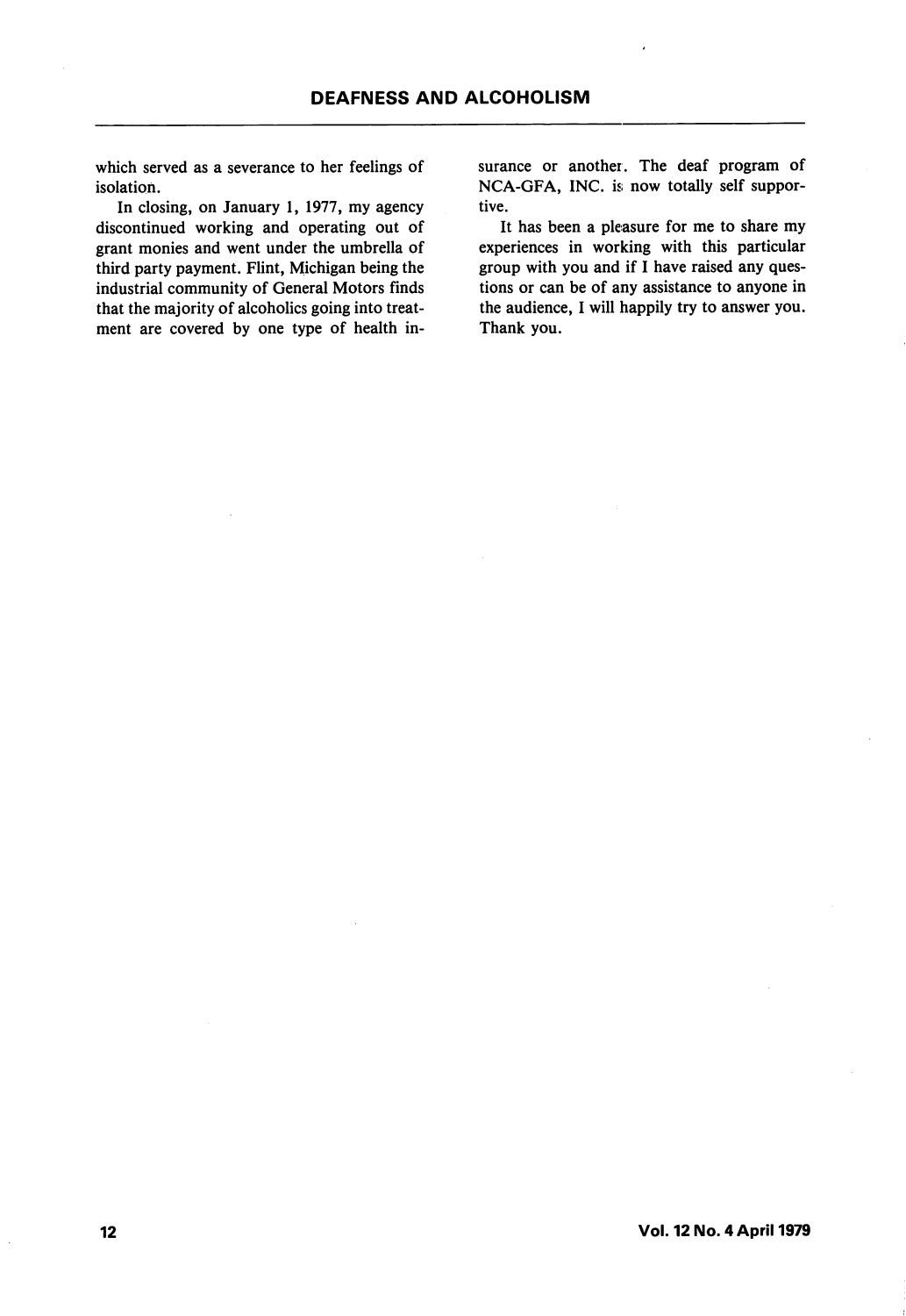which served as a severance to her feelings of isolation.

In closing, on January 1, 1977, my agency discontinued working and operating out of grant monies and went under the umbrella of third party payment. Flint, Michigan being the industrial community of General Motors finds that the majority of alcoholics going into treatment are covered by one type of health insurance or another. The deaf program of NCA-GFA, INC. is now totally self supportive.

It has been a pleasure for me to share my experiences in working with this particular group with you and if I have raised any questions or can be of any assistance to anyone in the audience, I will happily try to answer you. Thank you.